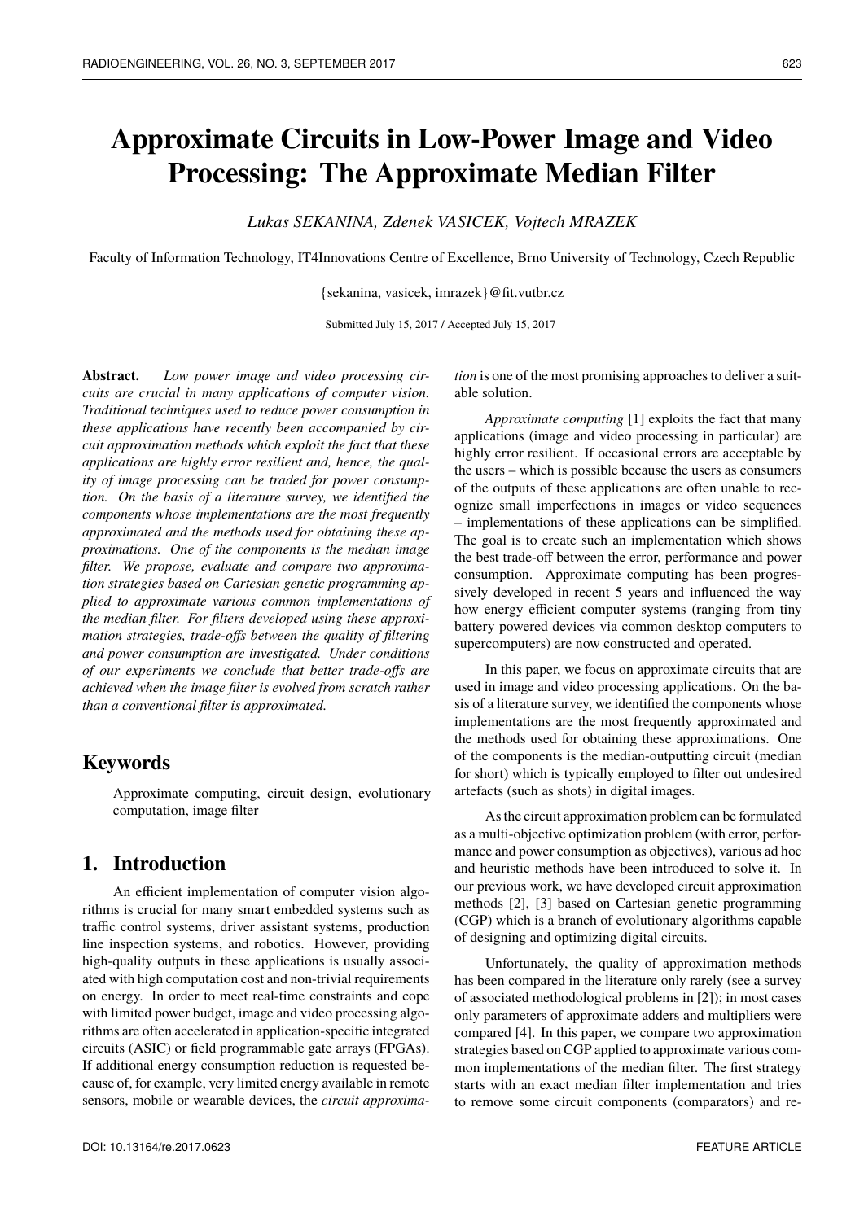# Approximate Circuits in Low-Power Image and Video Processing: The Approximate Median Filter

*Lukas SEKANINA, Zdenek VASICEK, Vojtech MRAZEK*

Faculty of Information Technology, IT4Innovations Centre of Excellence, Brno University of Technology, Czech Republic

{sekanina, vasicek, imrazek}@fit.vutbr.cz

Submitted July 15, 2017 / Accepted July 15, 2017

**Abstract.** *Low power image and video processing circuits are crucial in many applications of computer vision. Traditional techniques used to reduce power consumption in these applications have recently been accompanied by circuit approximation methods which exploit the fact that these applications are highly error resilient and, hence, the quality of image processing can be traded for power consumption. On the basis of a literature survey, we identified the components whose implementations are the most frequently approximated and the methods used for obtaining these approximations. One of the components is the median image filter. We propose, evaluate and compare two approximation strategies based on Cartesian genetic programming applied to approximate various common implementations of the median filter. For filters developed using these approximation strategies, trade-offs between the quality of filtering and power consumption are investigated. Under conditions of our experiments we conclude that better trade-offs are achieved when the image filter is evolved from scratch rather than a conventional filter is approximated.*

## Keywords

Approximate computing, circuit design, evolutionary computation, image filter

## 1. Introduction

An efficient implementation of computer vision algorithms is crucial for many smart embedded systems such as traffic control systems, driver assistant systems, production line inspection systems, and robotics. However, providing high-quality outputs in these applications is usually associated with high computation cost and non-trivial requirements on energy. In order to meet real-time constraints and cope with limited power budget, image and video processing algorithms are often accelerated in application-specific integrated circuits (ASIC) or field programmable gate arrays (FPGAs). If additional energy consumption reduction is requested because of, for example, very limited energy available in remote sensors, mobile or wearable devices, the *circuit approximation* is one of the most promising approaches to deliver a suitable solution.

*Approximate computing* [1] exploits the fact that many applications (image and video processing in particular) are highly error resilient. If occasional errors are acceptable by the users – which is possible because the users as consumers of the outputs of these applications are often unable to recognize small imperfections in images or video sequences – implementations of these applications can be simplified. The goal is to create such an implementation which shows the best trade-off between the error, performance and power consumption. Approximate computing has been progressively developed in recent 5 years and influenced the way how energy efficient computer systems (ranging from tiny battery powered devices via common desktop computers to supercomputers) are now constructed and operated.

In this paper, we focus on approximate circuits that are used in image and video processing applications. On the basis of a literature survey, we identified the components whose implementations are the most frequently approximated and the methods used for obtaining these approximations. One of the components is the median-outputting circuit (median for short) which is typically employed to filter out undesired artefacts (such as shots) in digital images.

As the circuit approximation problem can be formulated as a multi-objective optimization problem (with error, performance and power consumption as objectives), various ad hoc and heuristic methods have been introduced to solve it. In our previous work, we have developed circuit approximation methods [2], [3] based on Cartesian genetic programming (CGP) which is a branch of evolutionary algorithms capable of designing and optimizing digital circuits.

Unfortunately, the quality of approximation methods has been compared in the literature only rarely (see a survey of associated methodological problems in [2]); in most cases only parameters of approximate adders and multipliers were compared [4]. In this paper, we compare two approximation strategies based on CGP applied to approximate various common implementations of the median filter. The first strategy starts with an exact median filter implementation and tries to remove some circuit components (comparators) and re-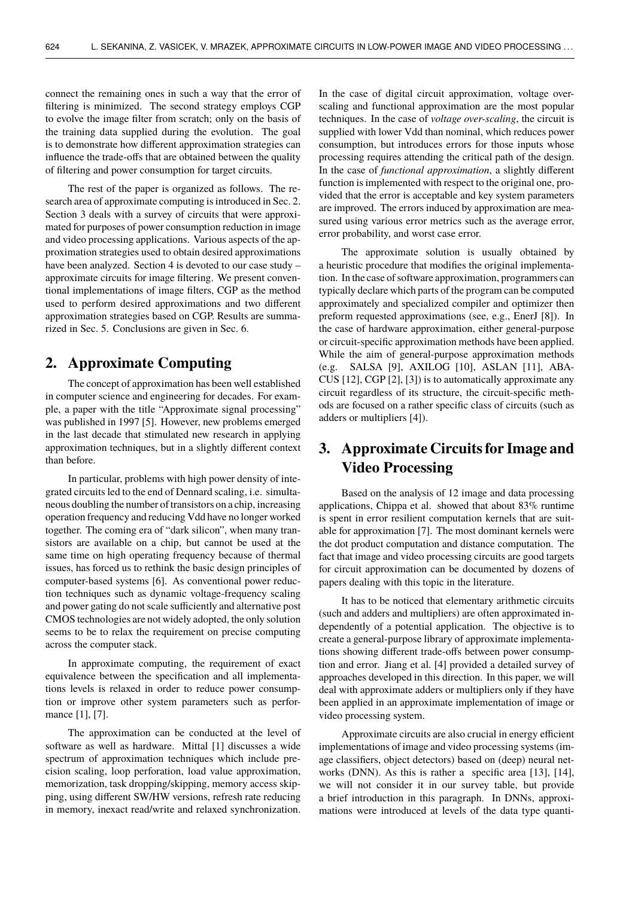connect the remaining ones in such a way that the error of filtering is minimized. The second strategy employs CGP to evolve the image filter from scratch; only on the basis of the training data supplied during the evolution. The goal is to demonstrate how different approximation strategies can influence the trade-offs that are obtained between the quality of filtering and power consumption for target circuits.

The rest of the paper is organized as follows. The research area of approximate computing is introduced in Sec. 2. Section 3 deals with a survey of circuits that were approximated for purposes of power consumption reduction in image and video processing applications. Various aspects of the approximation strategies used to obtain desired approximations have been analyzed. Section 4 is devoted to our case study – approximate circuits for image filtering. We present conventional implementations of image filters, CGP as the method used to perform desired approximations and two different approximation strategies based on CGP. Results are summarized in Sec. 5. Conclusions are given in Sec. 6.

## 2. Approximate Computing

The concept of approximation has been well established in computer science and engineering for decades. For example, a paper with the title "Approximate signal processing" was published in 1997 [5]. However, new problems emerged in the last decade that stimulated new research in applying approximation techniques, but in a slightly different context than before.

In particular, problems with high power density of integrated circuits led to the end of Dennard scaling, i.e. simultaneous doubling the number of transistors on a chip, increasing operation frequency and reducing Vdd have no longer worked together. The coming era of "dark silicon", when many transistors are available on a chip, but cannot be used at the same time on high operating frequency because of thermal issues, has forced us to rethink the basic design principles of computer-based systems [6]. As conventional power reduction techniques such as dynamic voltage-frequency scaling and power gating do not scale sufficiently and alternative post CMOS technologies are not widely adopted, the only solution seems to be to relax the requirement on precise computing across the computer stack.

In approximate computing, the requirement of exact equivalence between the specification and all implementations levels is relaxed in order to reduce power consumption or improve other system parameters such as performance [1], [7].

The approximation can be conducted at the level of software as well as hardware. Mittal [1] discusses a wide spectrum of approximation techniques which include precision scaling, loop perforation, load value approximation, memorization, task dropping/skipping, memory access skipping, using different SW/HW versions, refresh rate reducing in memory, inexact read/write and relaxed synchronization. In the case of digital circuit approximation, voltage overscaling and functional approximation are the most popular techniques. In the case of *voltage over-scaling*, the circuit is supplied with lower Vdd than nominal, which reduces power consumption, but introduces errors for those inputs whose processing requires attending the critical path of the design. In the case of *functional approximation*, a slightly different function is implemented with respect to the original one, provided that the error is acceptable and key system parameters are improved. The errors induced by approximation are measured using various error metrics such as the average error, error probability, and worst case error.

The approximate solution is usually obtained by a heuristic procedure that modifies the original implementation. In the case of software approximation, programmers can typically declare which parts of the program can be computed approximately and specialized compiler and optimizer then preform requested approximations (see, e.g., EnerJ [8]). In the case of hardware approximation, either general-purpose or circuit-specific approximation methods have been applied. While the aim of general-purpose approximation methods (e.g. SALSA [9], AXILOG [10], ASLAN [11], ABACUS [12], CGP [2], [3]) is to automatically approximate any circuit regardless of its structure, the circuit-specific methods are focused on a rather specific class of circuits (such as adders or multipliers [4]).

## 3. Approximate Circuits for Image and Video Processing

Based on the analysis of 12 image and data processing applications, Chippa et al. showed that about 83% runtime is spent in error resilient computation kernels that are suitable for approximation [7]. The most dominant kernels were the dot product computation and distance computation. The fact that image and video processing circuits are good targets for circuit approximation can be documented by dozens of papers dealing with this topic in the literature.

It has to be noticed that elementary arithmetic circuits (such and adders and multipliers) are often approximated independently of a potential application. The objective is to create a general-purpose library of approximate implementations showing different trade-offs between power consumption and error. Jiang et al. [4] provided a detailed survey of approaches developed in this direction. In this paper, we will deal with approximate adders or multipliers only if they have been applied in an approximate implementation of image or video processing system.

Approximate circuits are also crucial in energy efficient implementations of image and video processing systems (image classifiers, object detectors) based on (deep) neural networks (DNN). As this is rather a specific area [13], [14], we will not consider it in our survey table, but provide a brief introduction in this paragraph. In DNNs, approximations were introduced at levels of the data type quanti-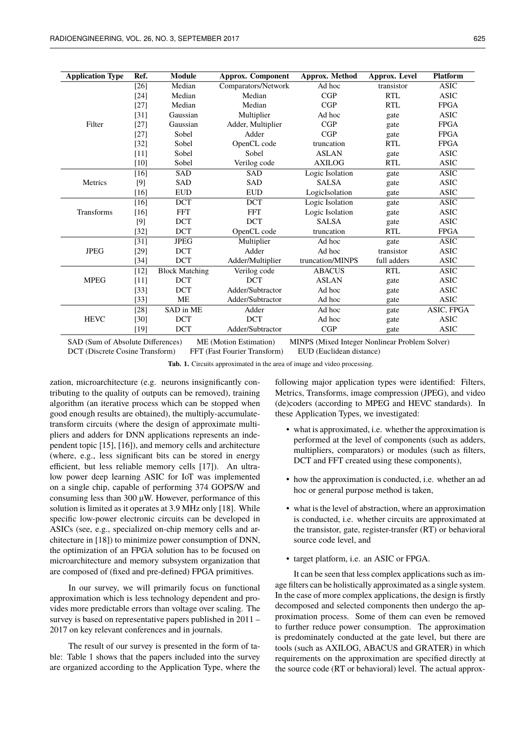| Application Type | Ref. | Module | Approx. Component | Approx. Method | Approx. Level | Platform |
|---|---|---|---|---|---|---|
| Filter | [26] | Median | Comparators/Network | Ad hoc | transistor | ASIC |
| | [24] | Median | Median | CGP | RTL | ASIC |
| | [27] | Median | Median | CGP | RTL | FPGA |
| | [31] | Gaussian | Multiplier | Ad hoc | gate | ASIC |
| | [27] | Gaussian | Adder, Multiplier | CGP | gate | FPGA |
| | [27] | Sobel | Adder | CGP | gate | FPGA |
| | [32] | Sobel | OpenCL code | truncation | RTL | FPGA |
| | [11] | Sobel | Sobel | ASLAN | gate | ASIC |
| | [10] | Sobel | Verilog code | AXILOG | RTL | ASIC |
| Metrics | [16] | SAD | SAD | Logic Isolation | gate | ASIC |
| | [9] | SAD | SAD | SALSA | gate | ASIC |
| | [16] | EUD | EUD | LogicIsolation | gate | ASIC |
| Transforms | [16] | DCT | DCT | Logic Isolation | gate | ASIC |
| | [16] | FFT | FFT | Logic Isolation | gate | ASIC |
| | [9] | DCT | DCT | SALSA | gate | ASIC |
| | [32] | DCT | OpenCL code | truncation | RTL | FPGA |
| JPEG | [31] | JPEG | Multiplier | Ad hoc | gate | ASIC |
| | [29] | DCT | Adder | Ad hoc | transistor | ASIC |
| | [34] | DCT | Adder/Multiplier | truncation/MINPS | full adders | ASIC |
| MPEG | [12] | Block Matching | Verilog code | ABACUS | RTL | ASIC |
| | [11] | DCT | DCT | ASLAN | gate | ASIC |
| | [33] | DCT | Adder/Subtractor | Ad hoc | gate | ASIC |
| | [33] | ME | Adder/Subtractor | Ad hoc | gate | ASIC |
| HEVC | [28] | SAD in ME | Adder | Ad hoc | gate | ASIC, FPGA |
| | [30] | DCT | DCT | Ad hoc | gate | ASIC |
| | [19] | DCT | Adder/Subtractor | CGP | gate | ASIC |

SAD (Sum of Absolute Differences) ME (Motion Estimation) MINPS (Mixed Integer Nonlinear Problem Solver)
DCT (Discrete Cosine Transform) FFT (Fast Fourier Transform) EUD (Euclidean distance)

**Tab. 1.** Circuits approximated in the area of image and video processing.

zation, microarchitecture (e.g. neurons insignificantly contributing to the quality of outputs can be removed), training algorithm (an iterative process which can be stopped when good enough results are obtained), the multiply-accumulate-transform circuits (where the design of approximate multipliers and adders for DNN applications represents an independent topic [15], [16]), and memory cells and architecture (where, e.g., less significant bits can be stored in energy efficient, but less reliable memory cells [17]). An ultra-low power deep learning ASIC for IoT was implemented on a single chip, capable of performing 374 GOPS/W and consuming less than 300 μW. However, performance of this solution is limited as it operates at 3.9 MHz only [18]. While specific low-power electronic circuits can be developed in ASICs (see, e.g., specialized on-chip memory cells and architecture in [18]) to minimize power consumption of DNN, the optimization of an FPGA solution has to be focused on microarchitecture and memory subsystem organization that are composed of (fixed and pre-defined) FPGA primitives.

In our survey, we will primarily focus on functional approximation which is less technology dependent and provides more predictable errors than voltage over scaling. The survey is based on representative papers published in 2011 – 2017 on key relevant conferences and in journals.

The result of our survey is presented in the form of table: Table 1 shows that the papers included into the survey are organized according to the Application Type, where the following major application types were identified: Filters, Metrics, Transforms, image compression (JPEG), and video (de)coders (according to MPEG and HEVC standards). In these Application Types, we investigated:

- what is approximated, i.e. whether the approximation is performed at the level of components (such as adders, multipliers, comparators) or modules (such as filters, DCT and FFT created using these components),
- how the approximation is conducted, i.e. whether an ad hoc or general purpose method is taken,
- what is the level of abstraction, where an approximation is conducted, i.e. whether circuits are approximated at the transistor, gate, register-transfer (RT) or behavioral source code level, and
- target platform, i.e. an ASIC or FPGA.

It can be seen that less complex applications such as image filters can be holistically approximated as a single system. In the case of more complex applications, the design is firstly decomposed and selected components then undergo the approximation process. Some of them can even be removed to further reduce power consumption. The approximation is predominately conducted at the gate level, but there are tools (such as AXILOG, ABACUS and GRATER) in which requirements on the approximation are specified directly at the source code (RT or behavioral) level. The actual approx-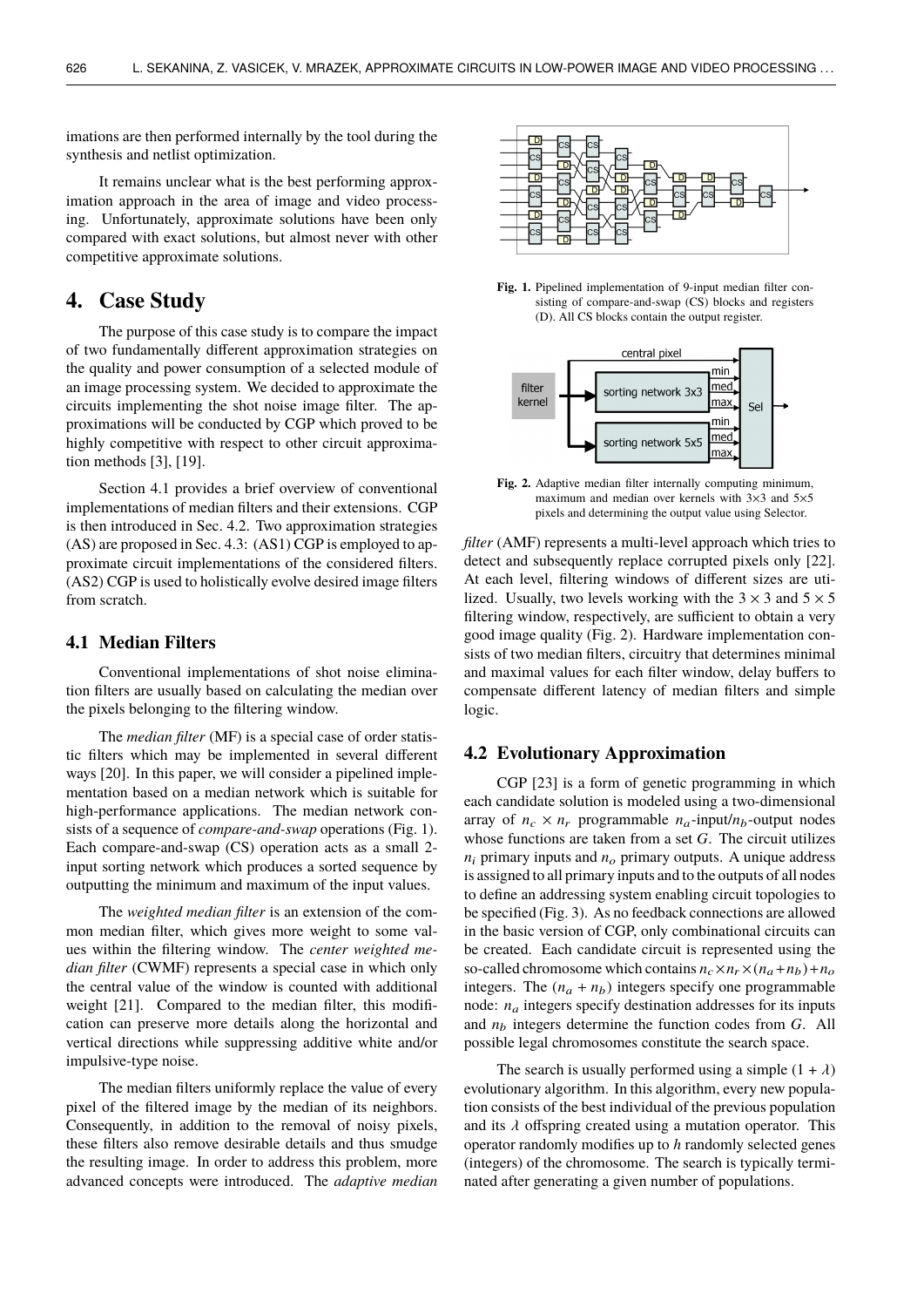imations are then performed internally by the tool during the synthesis and netlist optimization.

It remains unclear what is the best performing approximation approach in the area of image and video processing. Unfortunately, approximate solutions have been only compared with exact solutions, but almost never with other competitive approximate solutions.

# 4. Case Study

The purpose of this case study is to compare the impact of two fundamentally different approximation strategies on the quality and power consumption of a selected module of an image processing system. We decided to approximate the circuits implementing the shot noise image filter. The approximations will be conducted by CGP which proved to be highly competitive with respect to other circuit approximation methods [3], [19].

Section 4.1 provides a brief overview of conventional implementations of median filters and their extensions. CGP is then introduced in Sec. 4.2. Two approximation strategies (AS) are proposed in Sec. 4.3: (AS1) CGP is employed to approximate circuit implementations of the considered filters. (AS2) CGP is used to holistically evolve desired image filters from scratch.

## 4.1 Median Filters

Conventional implementations of shot noise elimination filters are usually based on calculating the median over the pixels belonging to the filtering window.

The *median filter* (MF) is a special case of order statistic filters which may be implemented in several different ways [20]. In this paper, we will consider a pipelined implementation based on a median network which is suitable for high-performance applications. The median network consists of a sequence of *compare-and-swap* operations (Fig. 1). Each compare-and-swap (CS) operation acts as a small 2-input sorting network which produces a sorted sequence by outputting the minimum and maximum of the input values.

The *weighted median filter* is an extension of the common median filter, which gives more weight to some values within the filtering window. The *center weighted median filter* (CWMF) represents a special case in which only the central value of the window is counted with additional weight [21]. Compared to the median filter, this modification can preserve more details along the horizontal and vertical directions while suppressing additive white and/or impulsive-type noise.

The median filters uniformly replace the value of every pixel of the filtered image by the median of its neighbors. Consequently, in addition to the removal of noisy pixels, these filters also remove desirable details and thus smudge the resulting image. In order to address this problem, more advanced concepts were introduced. The *adaptive median filter* (AMF) represents a multi-level approach which tries to detect and subsequently replace corrupted pixels only [22]. At each level, filtering windows of different sizes are utilized. Usually, two levels working with the $3 \times 3$ and $5 \times 5$ filtering window, respectively, are sufficient to obtain a very good image quality (Fig. 2). Hardware implementation consists of two median filters, circuitry that determines minimal and maximal values for each filter window, delay buffers to compensate different latency of median filters and simple logic.

**Fig. 1.** Pipelined implementation of 9-input median filter consisting of compare-and-swap (CS) blocks and registers (D). All CS blocks contain the output register.

**Fig. 2.** Adaptive median filter internally computing minimum, maximum and median over kernels with 3×3 and 5×5 pixels and determining the output value using Selector.

## 4.2 Evolutionary Approximation

CGP [23] is a form of genetic programming in which each candidate solution is modeled using a two-dimensional array of $n_c \times n_r$ programmable $n_a$-input/$n_b$-output nodes whose functions are taken from a set $G$. The circuit utilizes $n_i$ primary inputs and $n_o$ primary outputs. A unique address is assigned to all primary inputs and to the outputs of all nodes to define an addressing system enabling circuit topologies to be specified (Fig. 3). As no feedback connections are allowed in the basic version of CGP, only combinational circuits can be created. Each candidate circuit is represented using the so-called chromosome which contains $n_c \times n_r \times (n_a + n_b) + n_o$ integers. The $(n_a + n_b)$ integers specify one programmable node: $n_a$ integers specify destination addresses for its inputs and $n_b$ integers determine the function codes from $G$. All possible legal chromosomes constitute the search space.

The search is usually performed using a simple $(1 + \lambda)$ evolutionary algorithm. In this algorithm, every new population consists of the best individual of the previous population and its $\lambda$ offspring created using a mutation operator. This operator randomly modifies up to $h$ randomly selected genes (integers) of the chromosome. The search is typically terminated after generating a given number of populations.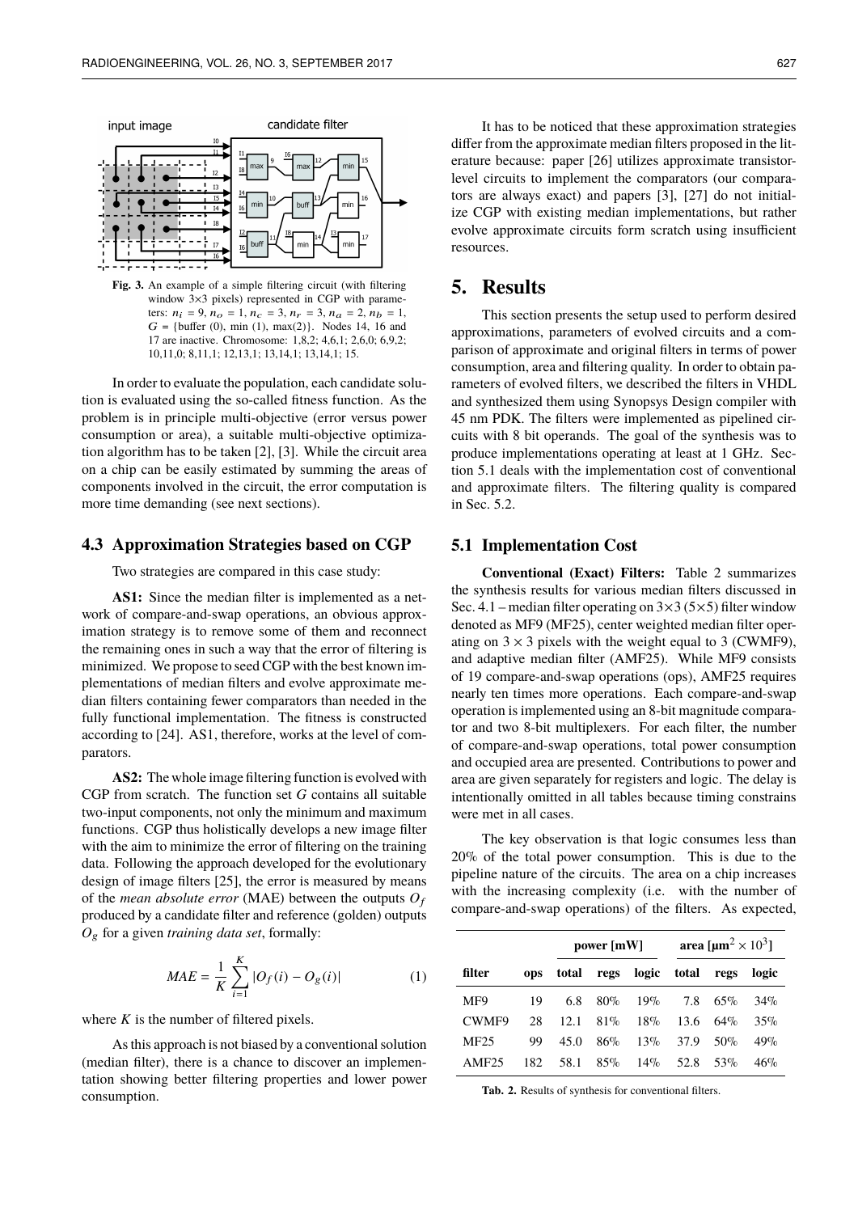Fig. 3. An example of a simple filtering circuit (with filtering window 3×3 pixels) represented in CGP with parameters: $n_i = 9$, $n_o = 1$, $n_c = 3$, $n_r = 3$, $n_a = 2$, $n_b = 1$, $G$ = {buffer (0), min (1), max(2)}. Nodes 14, 16 and 17 are inactive. Chromosome: 1,8,2; 4,6,1; 2,6,0; 6,9,2; 10,11,0; 8,11,1; 12,13,1; 13,14,1; 13,14,1; 15.

In order to evaluate the population, each candidate solution is evaluated using the so-called fitness function. As the problem is in principle multi-objective (error versus power consumption or area), a suitable multi-objective optimization algorithm has to be taken [2], [3]. While the circuit area on a chip can be easily estimated by summing the areas of components involved in the circuit, the error computation is more time demanding (see next sections).

### 4.3 Approximation Strategies based on CGP

Two strategies are compared in this case study:

**AS1:** Since the median filter is implemented as a network of compare-and-swap operations, an obvious approximation strategy is to remove some of them and reconnect the remaining ones in such a way that the error of filtering is minimized. We propose to seed CGP with the best known implementations of median filters and evolve approximate median filters containing fewer comparators than needed in the fully functional implementation. The fitness is constructed according to [24]. AS1, therefore, works at the level of comparators.

**AS2:** The whole image filtering function is evolved with CGP from scratch. The function set $G$ contains all suitable two-input components, not only the minimum and maximum functions. CGP thus holistically develops a new image filter with the aim to minimize the error of filtering on the training data. Following the approach developed for the evolutionary design of image filters [25], the error is measured by means of the *mean absolute error* (MAE) between the outputs $O_f$ produced by a candidate filter and reference (golden) outputs $O_g$ for a given *training data set*, formally:

$$MAE = \frac{1}{K}\sum_{i=1}^{K}|O_f(i) - O_g(i)| \qquad (1)$$

where $K$ is the number of filtered pixels.

As this approach is not biased by a conventional solution (median filter), there is a chance to discover an implementation showing better filtering properties and lower power consumption.

It has to be noticed that these approximation strategies differ from the approximate median filters proposed in the literature because: paper [26] utilizes approximate transistor-level circuits to implement the comparators (our comparators are always exact) and papers [3], [27] do not initialize CGP with existing median implementations, but rather evolve approximate circuits form scratch using insufficient resources.

## 5. Results

This section presents the setup used to perform desired approximations, parameters of evolved circuits and a comparison of approximate and original filters in terms of power consumption, area and filtering quality. In order to obtain parameters of evolved filters, we described the filters in VHDL and synthesized them using Synopsys Design compiler with 45 nm PDK. The filters were implemented as pipelined circuits with 8 bit operands. The goal of the synthesis was to produce implementations operating at least at 1 GHz. Section 5.1 deals with the implementation cost of conventional and approximate filters. The filtering quality is compared in Sec. 5.2.

### 5.1 Implementation Cost

**Conventional (Exact) Filters:** Table 2 summarizes the synthesis results for various median filters discussed in Sec. 4.1 – median filter operating on 3×3 (5×5) filter window denoted as MF9 (MF25), center weighted median filter operating on $3 \times 3$ pixels with the weight equal to 3 (CWMF9), and adaptive median filter (AMF25). While MF9 consists of 19 compare-and-swap operations (ops), AMF25 requires nearly ten times more operations. Each compare-and-swap operation is implemented using an 8-bit magnitude comparator and two 8-bit multiplexers. For each filter, the number of compare-and-swap operations, total power consumption and occupied area are presented. Contributions to power and area are given separately for registers and logic. The delay is intentionally omitted in all tables because timing constrains were met in all cases.

The key observation is that logic consumes less than 20% of the total power consumption. This is due to the pipeline nature of the circuits. The area on a chip increases with the increasing complexity (i.e. with the number of compare-and-swap operations) of the filters. As expected,

| | | power [mW] | | | area [$\mu m^2 \times 10^3$] | | |
|---|---|---|---|---|---|---|---|
| filter | ops | total | regs | logic | total | regs | logic |
| MF9 | 19 | 6.8 | 80% | 19% | 7.8 | 65% | 34% |
| CWMF9 | 28 | 12.1 | 81% | 18% | 13.6 | 64% | 35% |
| MF25 | 99 | 45.0 | 86% | 13% | 37.9 | 50% | 49% |
| AMF25 | 182 | 58.1 | 85% | 14% | 52.8 | 53% | 46% |

Tab. 2. Results of synthesis for conventional filters.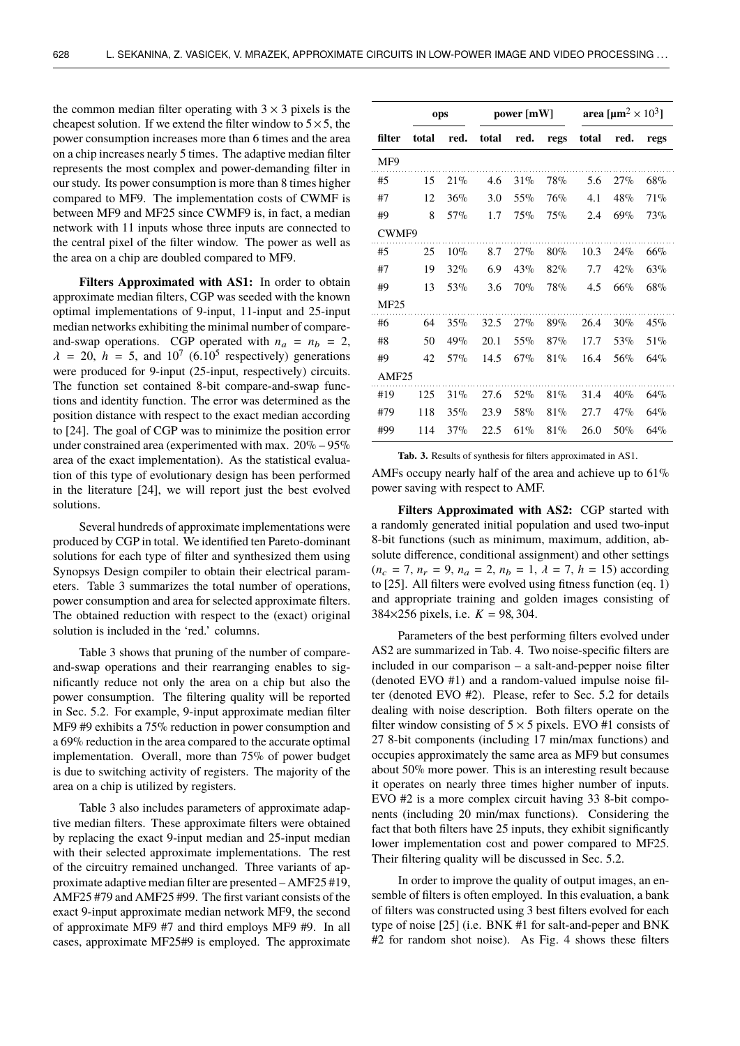the common median filter operating with $3 \times 3$ pixels is the cheapest solution. If we extend the filter window to $5 \times 5$, the power consumption increases more than 6 times and the area on a chip increases nearly 5 times. The adaptive median filter represents the most complex and power-demanding filter in our study. Its power consumption is more than 8 times higher compared to MF9. The implementation costs of CWMF is between MF9 and MF25 since CWMF9 is, in fact, a median network with 11 inputs whose three inputs are connected to the central pixel of the filter window. The power as well as the area on a chip are doubled compared to MF9.

**Filters Approximated with AS1:** In order to obtain approximate median filters, CGP was seeded with the known optimal implementations of 9-input, 11-input and 25-input median networks exhibiting the minimal number of compare-and-swap operations. CGP operated with $n_a = n_b = 2$, $\lambda = 20$, $h = 5$, and $10^7$ ($6.10^5$ respectively) generations were produced for 9-input (25-input, respectively) circuits. The function set contained 8-bit compare-and-swap functions and identity function. The error was determined as the position distance with respect to the exact median according to [24]. The goal of CGP was to minimize the position error under constrained area (experimented with max. 20% – 95% area of the exact implementation). As the statistical evaluation of this type of evolutionary design has been performed in the literature [24], we will report just the best evolved solutions.

Several hundreds of approximate implementations were produced by CGP in total. We identified ten Pareto-dominant solutions for each type of filter and synthesized them using Synopsys Design compiler to obtain their electrical parameters. Table 3 summarizes the total number of operations, power consumption and area for selected approximate filters. The obtained reduction with respect to the (exact) original solution is included in the 'red.' columns.

Table 3 shows that pruning of the number of compare-and-swap operations and their rearranging enables to significantly reduce not only the area on a chip but also the power consumption. The filtering quality will be reported in Sec. 5.2. For example, 9-input approximate median filter MF9 #9 exhibits a 75% reduction in power consumption and a 69% reduction in the area compared to the accurate optimal implementation. Overall, more than 75% of power budget is due to switching activity of registers. The majority of the area on a chip is utilized by registers.

Table 3 also includes parameters of approximate adaptive median filters. These approximate filters were obtained by replacing the exact 9-input median and 25-input median with their selected approximate implementations. The rest of the circuitry remained unchanged. Three variants of approximate adaptive median filter are presented – AMF25 #19, AMF25 #79 and AMF25 #99. The first variant consists of the exact 9-input approximate median network MF9, the second of approximate MF9 #7 and third employs MF9 #9. In all cases, approximate MF25#9 is employed. The approximate AMFs occupy nearly half of the area and achieve up to 61% power saving with respect to AMF.

| | ops | | power [mW] | | | area [μm$^2 \times 10^3$] | | |
|---|---|---|---|---|---|---|---|---|
| **filter** | **total** | **red.** | **total** | **red.** | **regs** | **total** | **red.** | **regs** |
| MF9 | | | | | | | | |
| #5 | 15 | 21% | 4.6 | 31% | 78% | 5.6 | 27% | 68% |
| #7 | 12 | 36% | 3.0 | 55% | 76% | 4.1 | 48% | 71% |
| #9 | 8 | 57% | 1.7 | 75% | 75% | 2.4 | 69% | 73% |
| CWMF9 | | | | | | | | |
| #5 | 25 | 10% | 8.7 | 27% | 80% | 10.3 | 24% | 66% |
| #7 | 19 | 32% | 6.9 | 43% | 82% | 7.7 | 42% | 63% |
| #9 | 13 | 53% | 3.6 | 70% | 78% | 4.5 | 66% | 68% |
| MF25 | | | | | | | | |
| #6 | 64 | 35% | 32.5 | 27% | 89% | 26.4 | 30% | 45% |
| #8 | 50 | 49% | 20.1 | 55% | 87% | 17.7 | 53% | 51% |
| #9 | 42 | 57% | 14.5 | 67% | 81% | 16.4 | 56% | 64% |
| AMF25 | | | | | | | | |
| #19 | 125 | 31% | 27.6 | 52% | 81% | 31.4 | 40% | 64% |
| #79 | 118 | 35% | 23.9 | 58% | 81% | 27.7 | 47% | 64% |
| #99 | 114 | 37% | 22.5 | 61% | 81% | 26.0 | 50% | 64% |

**Tab. 3.** Results of synthesis for filters approximated in AS1.

**Filters Approximated with AS2:** CGP started with a randomly generated initial population and used two-input 8-bit functions (such as minimum, maximum, addition, absolute difference, conditional assignment) and other settings ($n_c = 7$, $n_r = 9$, $n_a = 2$, $n_b = 1$, $\lambda = 7$, $h = 15$) according to [25]. All filters were evolved using fitness function (eq. 1) and appropriate training and golden images consisting of 384×256 pixels, i.e. $K = 98,304$.

Parameters of the best performing filters evolved under AS2 are summarized in Tab. 4. Two noise-specific filters are included in our comparison – a salt-and-pepper noise filter (denoted EVO #1) and a random-valued impulse noise filter (denoted EVO #2). Please, refer to Sec. 5.2 for details dealing with noise description. Both filters operate on the filter window consisting of $5 \times 5$ pixels. EVO #1 consists of 27 8-bit components (including 17 min/max functions) and occupies approximately the same area as MF9 but consumes about 50% more power. This is an interesting result because it operates on nearly three times higher number of inputs. EVO #2 is a more complex circuit having 33 8-bit components (including 20 min/max functions). Considering the fact that both filters have 25 inputs, they exhibit significantly lower implementation cost and power compared to MF25. Their filtering quality will be discussed in Sec. 5.2.

In order to improve the quality of output images, an ensemble of filters is often employed. In this evaluation, a bank of filters was constructed using 3 best filters evolved for each type of noise [25] (i.e. BNK #1 for salt-and-peper and BNK #2 for random shot noise). As Fig. 4 shows these filters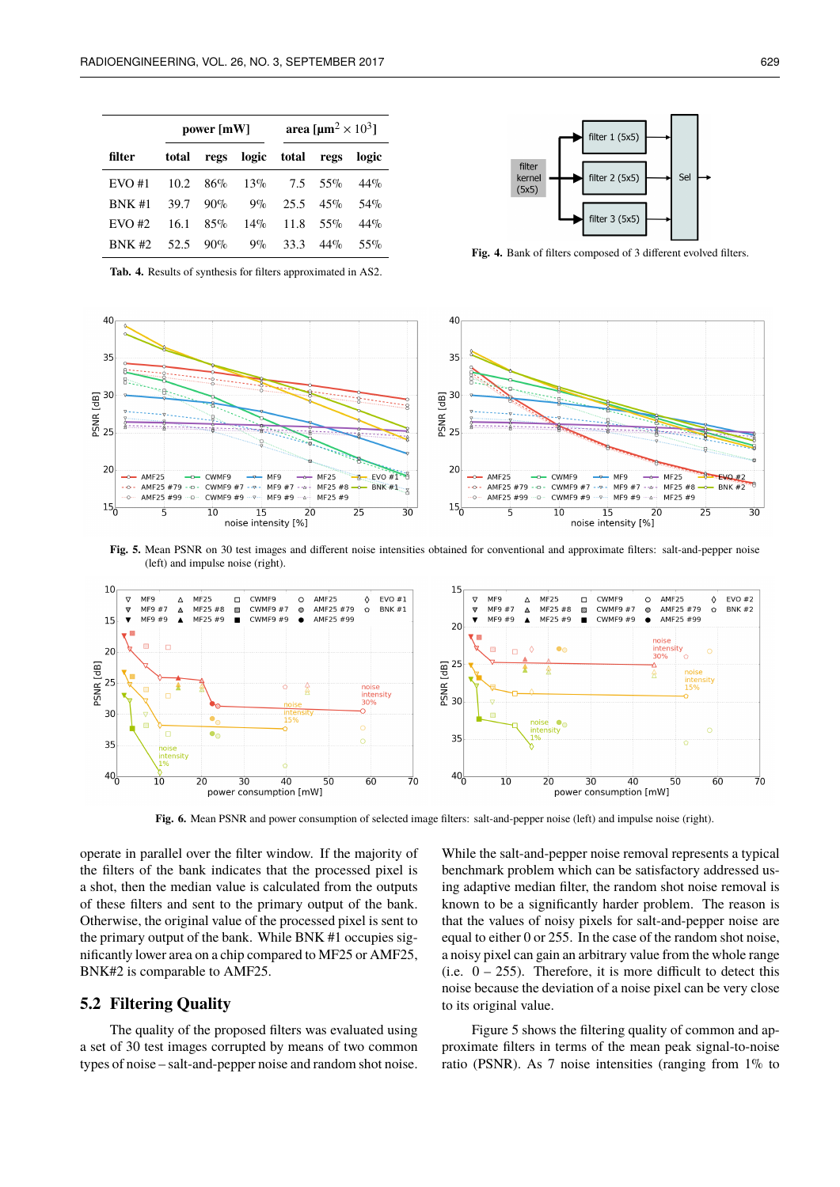| filter | power [mW] | | | area [μm$^2$ × 10$^3$] | | |
|---|---|---|---|---|---|---|
| | total | regs | logic | total | regs | logic |
| EVO #1 | 10.2 | 86% | 13% | 7.5 | 55% | 44% |
| BNK #1 | 39.7 | 90% | 9% | 25.5 | 45% | 54% |
| EVO #2 | 16.1 | 85% | 14% | 11.8 | 55% | 44% |
| BNK #2 | 52.5 | 90% | 9% | 33.3 | 44% | 55% |

**Tab. 4.** Results of synthesis for filters approximated in AS2.

**Fig. 4.** Bank of filters composed of 3 different evolved filters.

**Fig. 5.** Mean PSNR on 30 test images and different noise intensities obtained for conventional and approximate filters: salt-and-pepper noise (left) and impulse noise (right).

**Fig. 6.** Mean PSNR and power consumption of selected image filters: salt-and-pepper noise (left) and impulse noise (right).

operate in parallel over the filter window. If the majority of the filters of the bank indicates that the processed pixel is a shot, then the median value is calculated from the outputs of these filters and sent to the primary output of the bank. Otherwise, the original value of the processed pixel is sent to the primary output of the bank. While BNK #1 occupies significantly lower area on a chip compared to MF25 or AMF25, BNK#2 is comparable to AMF25.

## 5.2 Filtering Quality

The quality of the proposed filters was evaluated using a set of 30 test images corrupted by means of two common types of noise – salt-and-pepper noise and random shot noise.

While the salt-and-pepper noise removal represents a typical benchmark problem which can be satisfactory addressed using adaptive median filter, the random shot noise removal is known to be a significantly harder problem. The reason is that the values of noisy pixels for salt-and-pepper noise are equal to either 0 or 255. In the case of the random shot noise, a noisy pixel can gain an arbitrary value from the whole range (i.e. 0 – 255). Therefore, it is more difficult to detect this noise because the deviation of a noise pixel can be very close to its original value.

Figure 5 shows the filtering quality of common and approximate filters in terms of the mean peak signal-to-noise ratio (PSNR). As 7 noise intensities (ranging from 1% to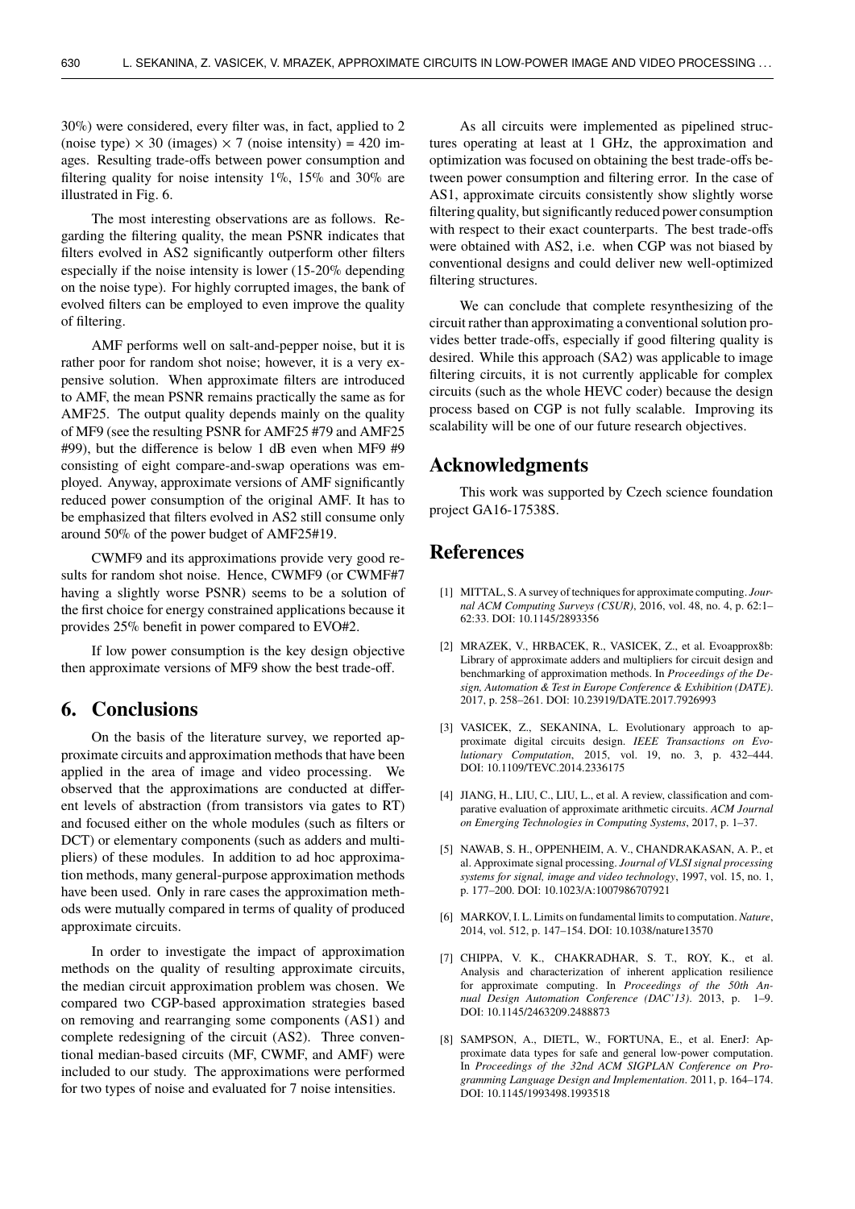30%) were considered, every filter was, in fact, applied to 2 (noise type) × 30 (images) × 7 (noise intensity) = 420 images. Resulting trade-offs between power consumption and filtering quality for noise intensity 1%, 15% and 30% are illustrated in Fig. 6.

The most interesting observations are as follows. Regarding the filtering quality, the mean PSNR indicates that filters evolved in AS2 significantly outperform other filters especially if the noise intensity is lower (15-20% depending on the noise type). For highly corrupted images, the bank of evolved filters can be employed to even improve the quality of filtering.

AMF performs well on salt-and-pepper noise, but it is rather poor for random shot noise; however, it is a very expensive solution. When approximate filters are introduced to AMF, the mean PSNR remains practically the same as for AMF25. The output quality depends mainly on the quality of MF9 (see the resulting PSNR for AMF25 #79 and AMF25 #99), but the difference is below 1 dB even when MF9 #9 consisting of eight compare-and-swap operations was employed. Anyway, approximate versions of AMF significantly reduced power consumption of the original AMF. It has to be emphasized that filters evolved in AS2 still consume only around 50% of the power budget of AMF25#19.

CWMF9 and its approximations provide very good results for random shot noise. Hence, CWMF9 (or CWMF#7 having a slightly worse PSNR) seems to be a solution of the first choice for energy constrained applications because it provides 25% benefit in power compared to EVO#2.

If low power consumption is the key design objective then approximate versions of MF9 show the best trade-off.

## 6. Conclusions

On the basis of the literature survey, we reported approximate circuits and approximation methods that have been applied in the area of image and video processing. We observed that the approximations are conducted at different levels of abstraction (from transistors via gates to RT) and focused either on the whole modules (such as filters or DCT) or elementary components (such as adders and multipliers) of these modules. In addition to ad hoc approximation methods, many general-purpose approximation methods have been used. Only in rare cases the approximation methods were mutually compared in terms of quality of produced approximate circuits.

In order to investigate the impact of approximation methods on the quality of resulting approximate circuits, the median circuit approximation problem was chosen. We compared two CGP-based approximation strategies based on removing and rearranging some components (AS1) and complete redesigning of the circuit (AS2). Three conventional median-based circuits (MF, CWMF, and AMF) were included to our study. The approximations were performed for two types of noise and evaluated for 7 noise intensities.

As all circuits were implemented as pipelined structures operating at least at 1 GHz, the approximation and optimization was focused on obtaining the best trade-offs between power consumption and filtering error. In the case of AS1, approximate circuits consistently show slightly worse filtering quality, but significantly reduced power consumption with respect to their exact counterparts. The best trade-offs were obtained with AS2, i.e. when CGP was not biased by conventional designs and could deliver new well-optimized filtering structures.

We can conclude that complete resynthesizing of the circuit rather than approximating a conventional solution provides better trade-offs, especially if good filtering quality is desired. While this approach (SA2) was applicable to image filtering circuits, it is not currently applicable for complex circuits (such as the whole HEVC coder) because the design process based on CGP is not fully scalable. Improving its scalability will be one of our future research objectives.

## Acknowledgments

This work was supported by Czech science foundation project GA16-17538S.

## References

[1] MITTAL, S. A survey of techniques for approximate computing. *Journal ACM Computing Surveys (CSUR)*, 2016, vol. 48, no. 4, p. 62:1–62:33. DOI: 10.1145/2893356

[2] MRAZEK, V., HRBACEK, R., VASICEK, Z., et al. Evoapprox8b: Library of approximate adders and multipliers for circuit design and benchmarking of approximation methods. In *Proceedings of the Design, Automation & Test in Europe Conference & Exhibition (DATE)*. 2017, p. 258–261. DOI: 10.23919/DATE.2017.7926993

[3] VASICEK, Z., SEKANINA, L. Evolutionary approach to approximate digital circuits design. *IEEE Transactions on Evolutionary Computation*, 2015, vol. 19, no. 3, p. 432–444. DOI: 10.1109/TEVC.2014.2336175

[4] JIANG, H., LIU, C., LIU, L., et al. A review, classification and comparative evaluation of approximate arithmetic circuits. *ACM Journal on Emerging Technologies in Computing Systems*, 2017, p. 1–37.

[5] NAWAB, S. H., OPPENHEIM, A. V., CHANDRAKASAN, A. P., et al. Approximate signal processing. *Journal of VLSI signal processing systems for signal, image and video technology*, 1997, vol. 15, no. 1, p. 177–200. DOI: 10.1023/A:1007986707921

[6] MARKOV, I. L. Limits on fundamental limits to computation. *Nature*, 2014, vol. 512, p. 147–154. DOI: 10.1038/nature13570

[7] CHIPPA, V. K., CHAKRADHAR, S. T., ROY, K., et al. Analysis and characterization of inherent application resilience for approximate computing. In *Proceedings of the 50th Annual Design Automation Conference (DAC'13)*. 2013, p. 1–9. DOI: 10.1145/2463209.2488873

[8] SAMPSON, A., DIETL, W., FORTUNA, E., et al. EnerJ: Approximate data types for safe and general low-power computation. In *Proceedings of the 32nd ACM SIGPLAN Conference on Programming Language Design and Implementation*. 2011, p. 164–174. DOI: 10.1145/1993498.1993518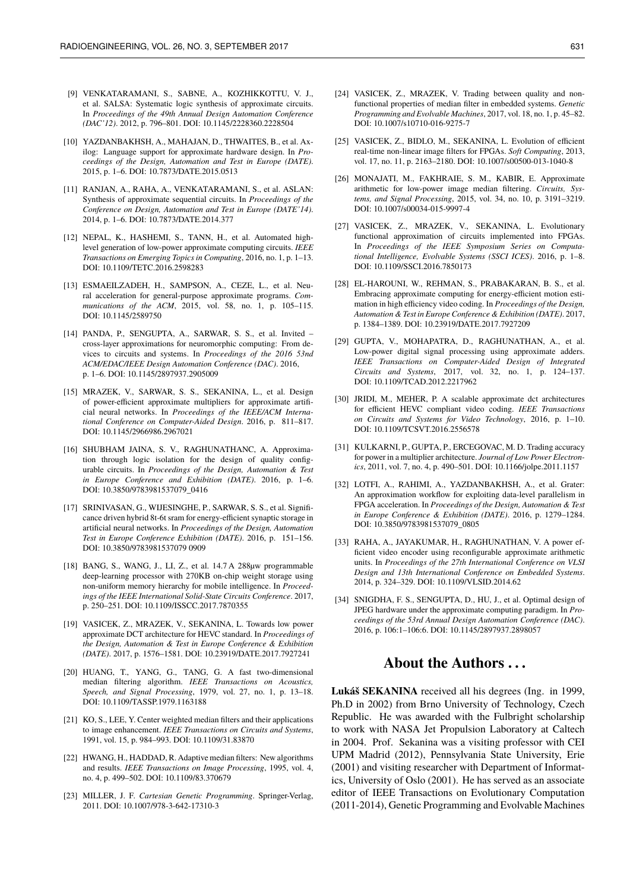[9] VENKATARAMANI, S., SABNE, A., KOZHIKKOTTU, V. J., et al. SALSA: Systematic logic synthesis of approximate circuits. In *Proceedings of the 49th Annual Design Automation Conference (DAC'12)*. 2012, p. 796–801. DOI: 10.1145/2228360.2228504

[10] YAZDANBAKHSH, A., MAHAJAN, D., THWAITES, B., et al. Axilog: Language support for approximate hardware design. In *Proceedings of the Design, Automation and Test in Europe (DATE)*. 2015, p. 1–6. DOI: 10.7873/DATE.2015.0513

[11] RANJAN, A., RAHA, A., VENKATARAMANI, S., et al. ASLAN: Synthesis of approximate sequential circuits. In *Proceedings of the Conference on Design, Automation and Test in Europe (DATE'14)*. 2014, p. 1–6. DOI: 10.7873/DATE.2014.377

[12] NEPAL, K., HASHEMI, S., TANN, H., et al. Automated high-level generation of low-power approximate computing circuits. *IEEE Transactions on Emerging Topics in Computing*, 2016, no. 1, p. 1–13. DOI: 10.1109/TETC.2016.2598283

[13] ESMAEILZADEH, H., SAMPSON, A., CEZE, L., et al. Neural acceleration for general-purpose approximate programs. *Communications of the ACM*, 2015, vol. 58, no. 1, p. 105–115. DOI: 10.1145/2589750

[14] PANDA, P., SENGUPTA, A., SARWAR, S. S., et al. Invited – cross-layer approximations for neuromorphic computing: From devices to circuits and systems. In *Proceedings of the 2016 53nd ACM/EDAC/IEEE Design Automation Conference (DAC)*. 2016, p. 1–6. DOI: 10.1145/2897937.2905009

[15] MRAZEK, V., SARWAR, S. S., SEKANINA, L., et al. Design of power-efficient approximate multipliers for approximate artificial neural networks. In *Proceedings of the IEEE/ACM International Conference on Computer-Aided Design*. 2016, p. 811–817. DOI: 10.1145/2966986.2967021

[16] SHUBHAM JAINA, S. V., RAGHUNATHANC, A. Approximation through logic isolation for the design of quality configurable circuits. In *Proceedings of the Design, Automation & Test in Europe Conference and Exhibition (DATE)*. 2016, p. 1–6. DOI: 10.3850/9783981537079_0416

[17] SRINIVASAN, G., WIJESINGHE, P., SARWAR, S. S., et al. Significance driven hybrid 8t-6t sram for energy-efficient synaptic storage in artificial neural networks. In *Proceedings of the Design, Automation Test in Europe Conference Exhibition (DATE)*. 2016, p. 151–156. DOI: 10.3850/9783981537079 0909

[18] BANG, S., WANG, J., LI, Z., et al. 14.7 A 288µw programmable deep-learning processor with 270KB on-chip weight storage using non-uniform memory hierarchy for mobile intelligence. In *Proceedings of the IEEE International Solid-State Circuits Conference*. 2017, p. 250–251. DOI: 10.1109/ISSCC.2017.7870355

[19] VASICEK, Z., MRAZEK, V., SEKANINA, L. Towards low power approximate DCT architecture for HEVC standard. In *Proceedings of the Design, Automation & Test in Europe Conference & Exhibition (DATE)*. 2017, p. 1576–1581. DOI: 10.23919/DATE.2017.7927241

[20] HUANG, T., YANG, G., TANG, G. A fast two-dimensional median filtering algorithm. *IEEE Transactions on Acoustics, Speech, and Signal Processing*, 1979, vol. 27, no. 1, p. 13–18. DOI: 10.1109/TASSP.1979.1163188

[21] KO, S., LEE, Y. Center weighted median filters and their applications to image enhancement. *IEEE Transactions on Circuits and Systems*, 1991, vol. 15, p. 984–993. DOI: 10.1109/31.83870

[22] HWANG, H., HADDAD, R. Adaptive median filters: New algorithms and results. *IEEE Transactions on Image Processing*, 1995, vol. 4, no. 4, p. 499–502. DOI: 10.1109/83.370679

[23] MILLER, J. F. *Cartesian Genetic Programming*. Springer-Verlag, 2011. DOI: 10.1007/978-3-642-17310-3

[24] VASICEK, Z., MRAZEK, V. Trading between quality and non-functional properties of median filter in embedded systems. *Genetic Programming and Evolvable Machines*, 2017, vol. 18, no. 1, p. 45–82. DOI: 10.1007/s10710-016-9275-7

[25] VASICEK, Z., BIDLO, M., SEKANINA, L. Evolution of efficient real-time non-linear image filters for FPGAs. *Soft Computing*, 2013, vol. 17, no. 11, p. 2163–2180. DOI: 10.1007/s00500-013-1040-8

[26] MONAJATI, M., FAKHRAIE, S. M., KABIR, E. Approximate arithmetic for low-power image median filtering. *Circuits, Systems, and Signal Processing*, 2015, vol. 34, no. 10, p. 3191–3219. DOI: 10.1007/s00034-015-9997-4

[27] VASICEK, Z., MRAZEK, V., SEKANINA, L. Evolutionary functional approximation of circuits implemented into FPGAs. In *Proceedings of the IEEE Symposium Series on Computational Intelligence, Evolvable Systems (SSCI ICES)*. 2016, p. 1–8. DOI: 10.1109/SSCI.2016.7850173

[28] EL-HAROUNI, W., REHMAN, S., PRABAKARAN, B. S., et al. Embracing approximate computing for energy-efficient motion estimation in high efficiency video coding. In *Proceedings of the Design, Automation & Test in Europe Conference & Exhibition (DATE)*. 2017, p. 1384–1389. DOI: 10.23919/DATE.2017.7927209

[29] GUPTA, V., MOHAPATRA, D., RAGHUNATHAN, A., et al. Low-power digital signal processing using approximate adders. *IEEE Transactions on Computer-Aided Design of Integrated Circuits and Systems*, 2017, vol. 32, no. 1, p. 124–137. DOI: 10.1109/TCAD.2012.2217962

[30] JRIDI, M., MEHER, P. A scalable approximate dct architectures for efficient HEVC compliant video coding. *IEEE Transactions on Circuits and Systems for Video Technology*, 2016, p. 1–10. DOI: 10.1109/TCSVT.2016.2556578

[31] KULKARNI, P., GUPTA, P., ERCEGOVAC, M. D. Trading accuracy for power in a multiplier architecture. *Journal of Low Power Electronics*, 2011, vol. 7, no. 4, p. 490–501. DOI: 10.1166/jolpe.2011.1157

[32] LOTFI, A., RAHIMI, A., YAZDANBAKHSH, A., et al. Grater: An approximation workflow for exploiting data-level parallelism in FPGA acceleration. In *Proceedings of the Design, Automation & Test in Europe Conference & Exhibition (DATE)*. 2016, p. 1279–1284. DOI: 10.3850/9783981537079_0805

[33] RAHA, A., JAYAKUMAR, H., RAGHUNATHAN, V. A power efficient video encoder using reconfigurable approximate arithmetic units. In *Proceedings of the 27th International Conference on VLSI Design and 13th International Conference on Embedded Systems*. 2014, p. 324–329. DOI: 10.1109/VLSID.2014.62

[34] SNIGDHA, F. S., SENGUPTA, D., HU, J., et al. Optimal design of JPEG hardware under the approximate computing paradigm. In *Proceedings of the 53rd Annual Design Automation Conference (DAC)*. 2016, p. 106:1–106:6. DOI: 10.1145/2897937.2898057

## About the Authors . . .

**Lukáš SEKANINA** received all his degrees (Ing. in 1999, Ph.D in 2002) from Brno University of Technology, Czech Republic. He was awarded with the Fulbright scholarship to work with NASA Jet Propulsion Laboratory at Caltech in 2004. Prof. Sekanina was a visiting professor with CEI UPM Madrid (2012), Pennsylvania State University, Erie (2001) and visiting researcher with Department of Informatics, University of Oslo (2001). He has served as an associate editor of IEEE Transactions on Evolutionary Computation (2011-2014), Genetic Programming and Evolvable Machines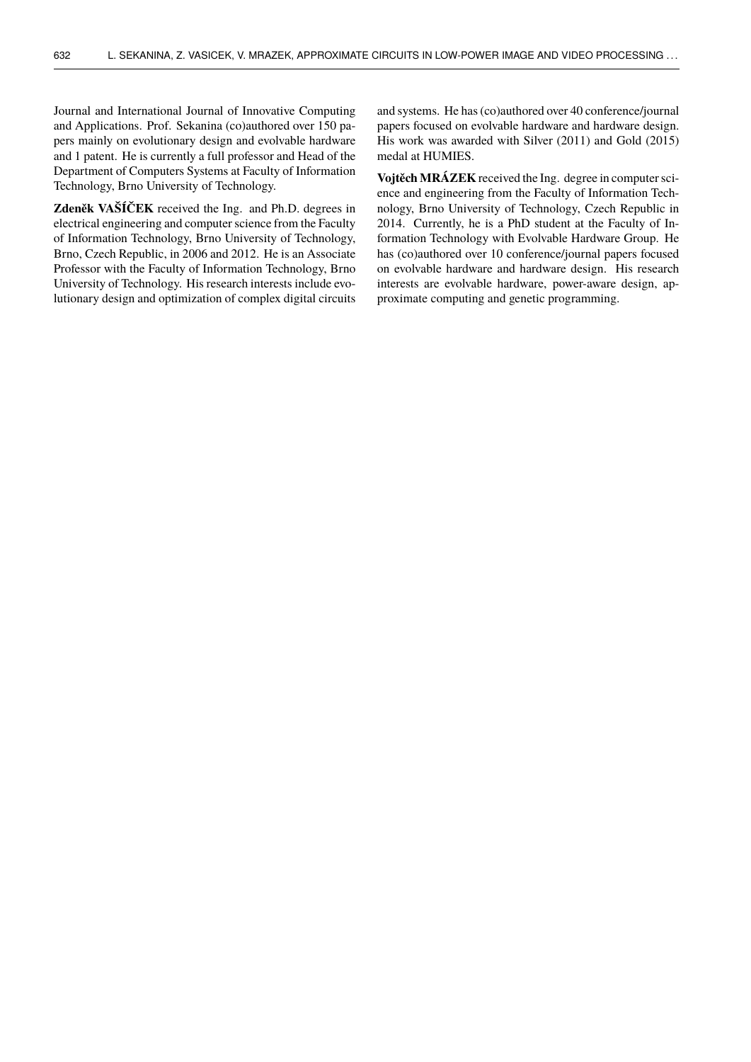Journal and International Journal of Innovative Computing and Applications. Prof. Sekanina (co)authored over 150 papers mainly on evolutionary design and evolvable hardware and 1 patent. He is currently a full professor and Head of the Department of Computers Systems at Faculty of Information Technology, Brno University of Technology.

**Zdeněk VAŠÍČEK** received the Ing. and Ph.D. degrees in electrical engineering and computer science from the Faculty of Information Technology, Brno University of Technology, Brno, Czech Republic, in 2006 and 2012. He is an Associate Professor with the Faculty of Information Technology, Brno University of Technology. His research interests include evolutionary design and optimization of complex digital circuits and systems. He has (co)authored over 40 conference/journal papers focused on evolvable hardware and hardware design. His work was awarded with Silver (2011) and Gold (2015) medal at HUMIES.

**Vojtěch MRÁZEK** received the Ing. degree in computer science and engineering from the Faculty of Information Technology, Brno University of Technology, Czech Republic in 2014. Currently, he is a PhD student at the Faculty of Information Technology with Evolvable Hardware Group. He has (co)authored over 10 conference/journal papers focused on evolvable hardware and hardware design. His research interests are evolvable hardware, power-aware design, approximate computing and genetic programming.